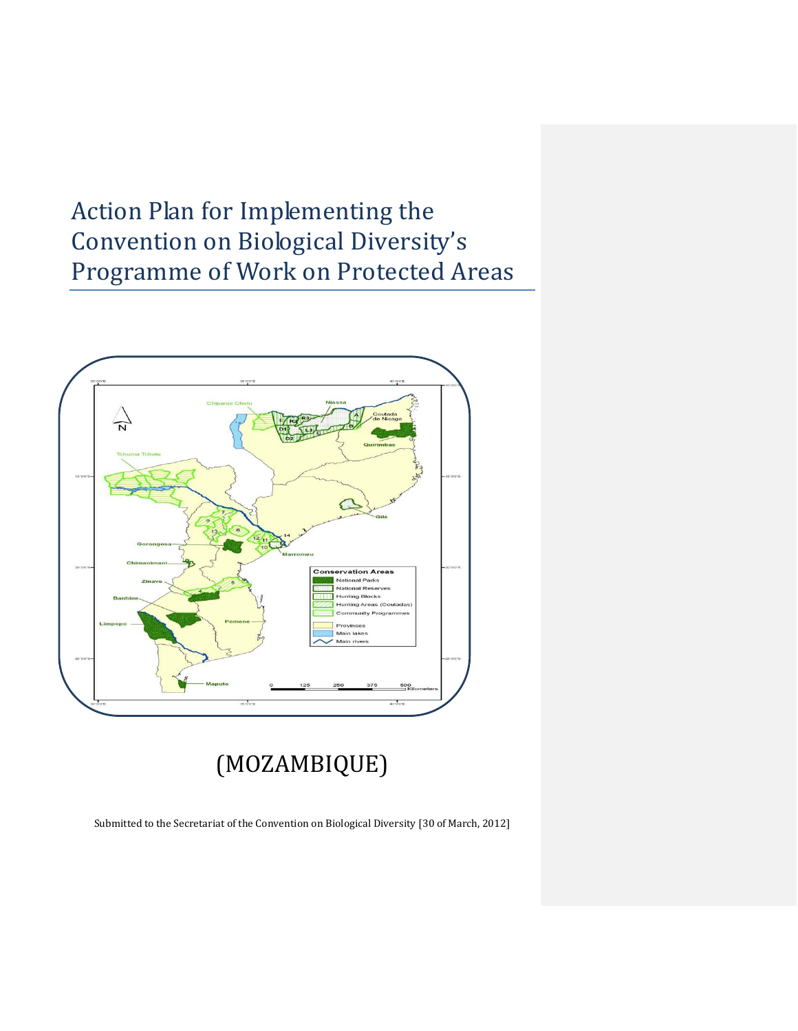# Action Plan for Implementing the Convention on Biological Diversity's Programme of Work on Protected Areas

(MOZAMBIQUE)

Submitted to the Secretariat of the Convention on Biological Diversity [30 of March, 2012]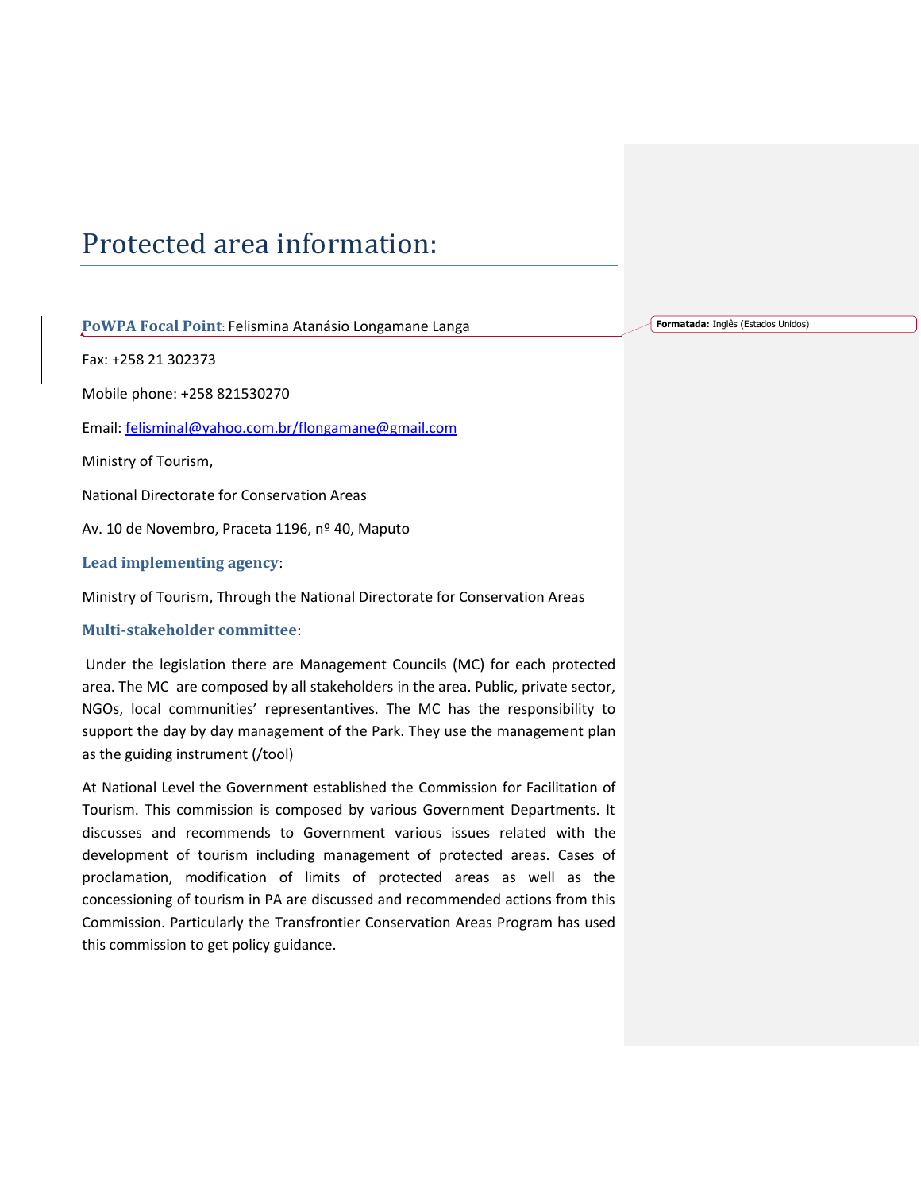# Protected area information:

**PoWPA Focal Point**: Felismina Atanásio Longamane Langa

Fax: +258 21 302373

Mobile phone: +258 821530270

Email: felisminal@yahoo.com.br/flongamane@gmail.com

Ministry of Tourism,

National Directorate for Conservation Areas

Av. 10 de Novembro, Praceta 1196, nº 40, Maputo

**Lead implementing agency**:

Ministry of Tourism, Through the National Directorate for Conservation Areas

**Multi-stakeholder committee**:

Under the legislation there are Management Councils (MC) for each protected area. The MC are composed by all stakeholders in the area. Public, private sector, NGOs, local communities' representantives. The MC has the responsibility to support the day by day management of the Park. They use the management plan as the guiding instrument (/tool)

At National Level the Government established the Commission for Facilitation of Tourism. This commission is composed by various Government Departments. It discusses and recommends to Government various issues related with the development of tourism including management of protected areas. Cases of proclamation, modification of limits of protected areas as well as the concessioning of tourism in PA are discussed and recommended actions from this Commission. Particularly the Transfrontier Conservation Areas Program has used this commission to get policy guidance.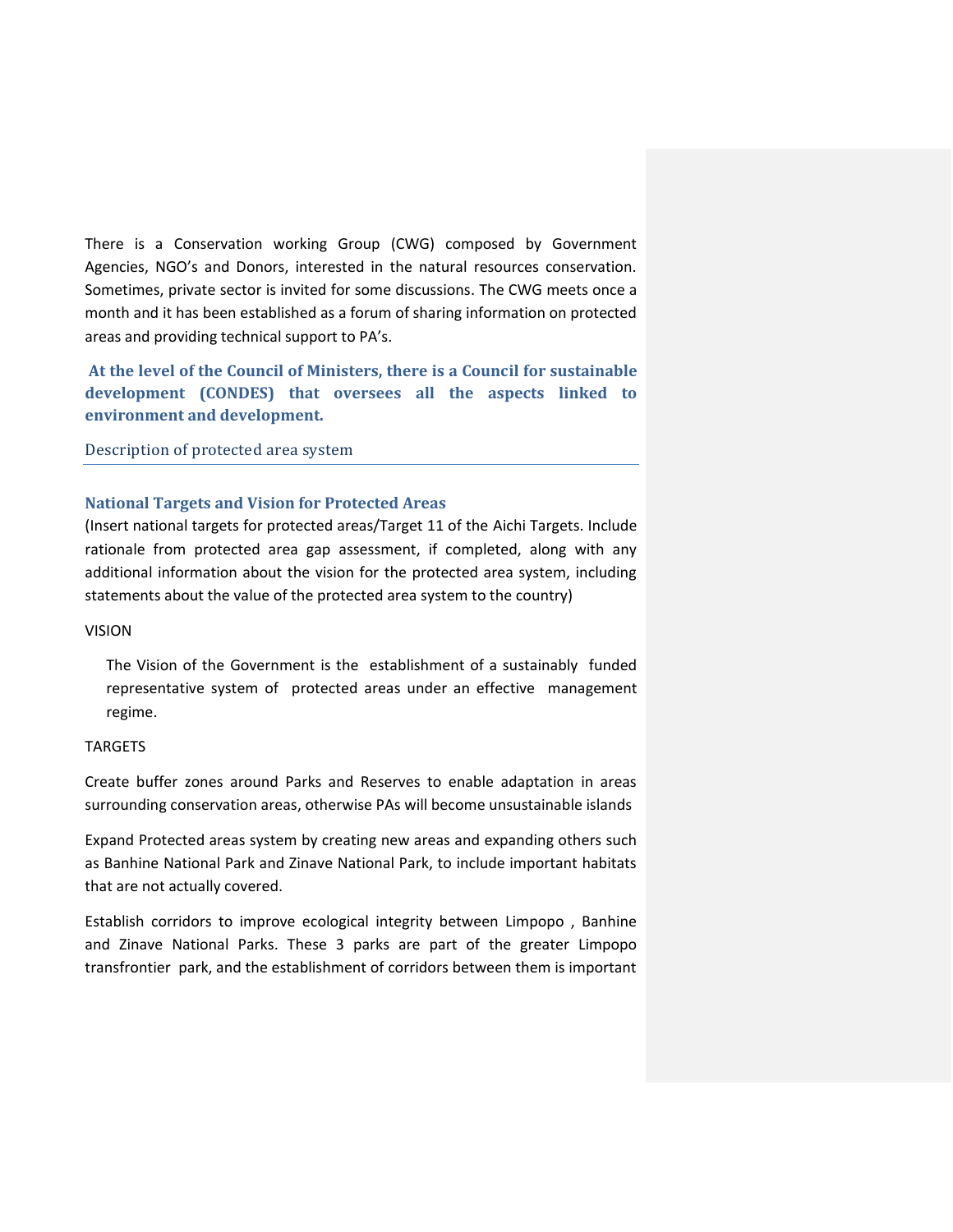There is a Conservation working Group (CWG) composed by Government Agencies, NGO's and Donors, interested in the natural resources conservation. Sometimes, private sector is invited for some discussions. The CWG meets once a month and it has been established as a forum of sharing information on protected areas and providing technical support to PA's.

**At the level of the Council of Ministers, there is a Council for sustainable development (CONDES) that oversees all the aspects linked to environment and development.**

## Description of protected area system

### National Targets and Vision for Protected Areas

(Insert national targets for protected areas/Target 11 of the Aichi Targets. Include rationale from protected area gap assessment, if completed, along with any additional information about the vision for the protected area system, including statements about the value of the protected area system to the country)

VISION

The Vision of the Government is the establishment of a sustainably funded representative system of protected areas under an effective management regime.

TARGETS

Create buffer zones around Parks and Reserves to enable adaptation in areas surrounding conservation areas, otherwise PAs will become unsustainable islands

Expand Protected areas system by creating new areas and expanding others such as Banhine National Park and Zinave National Park, to include important habitats that are not actually covered.

Establish corridors to improve ecological integrity between Limpopo , Banhine and Zinave National Parks. These 3 parks are part of the greater Limpopo transfrontier park, and the establishment of corridors between them is important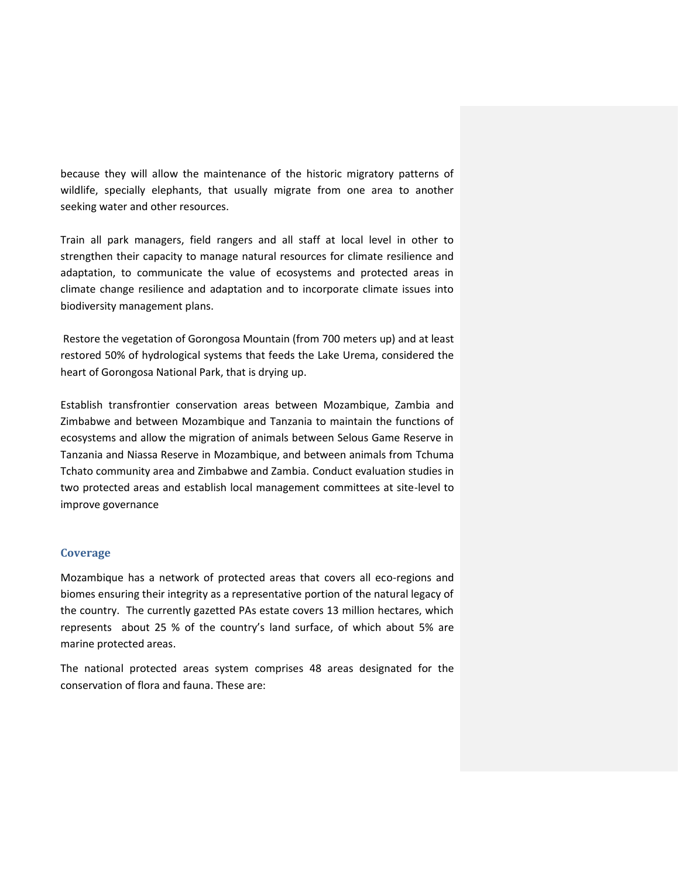because they will allow the maintenance of the historic migratory patterns of wildlife, specially elephants, that usually migrate from one area to another seeking water and other resources.

Train all park managers, field rangers and all staff at local level in other to strengthen their capacity to manage natural resources for climate resilience and adaptation, to communicate the value of ecosystems and protected areas in climate change resilience and adaptation and to incorporate climate issues into biodiversity management plans.

Restore the vegetation of Gorongosa Mountain (from 700 meters up) and at least restored 50% of hydrological systems that feeds the Lake Urema, considered the heart of Gorongosa National Park, that is drying up.

Establish transfrontier conservation areas between Mozambique, Zambia and Zimbabwe and between Mozambique and Tanzania to maintain the functions of ecosystems and allow the migration of animals between Selous Game Reserve in Tanzania and Niassa Reserve in Mozambique, and between animals from Tchuma Tchato community area and Zimbabwe and Zambia. Conduct evaluation studies in two protected areas and establish local management committees at site-level to improve governance

### Coverage

Mozambique has a network of protected areas that covers all eco-regions and biomes ensuring their integrity as a representative portion of the natural legacy of the country. The currently gazetted PAs estate covers 13 million hectares, which represents about 25 % of the country's land surface, of which about 5% are marine protected areas.

The national protected areas system comprises 48 areas designated for the conservation of flora and fauna. These are: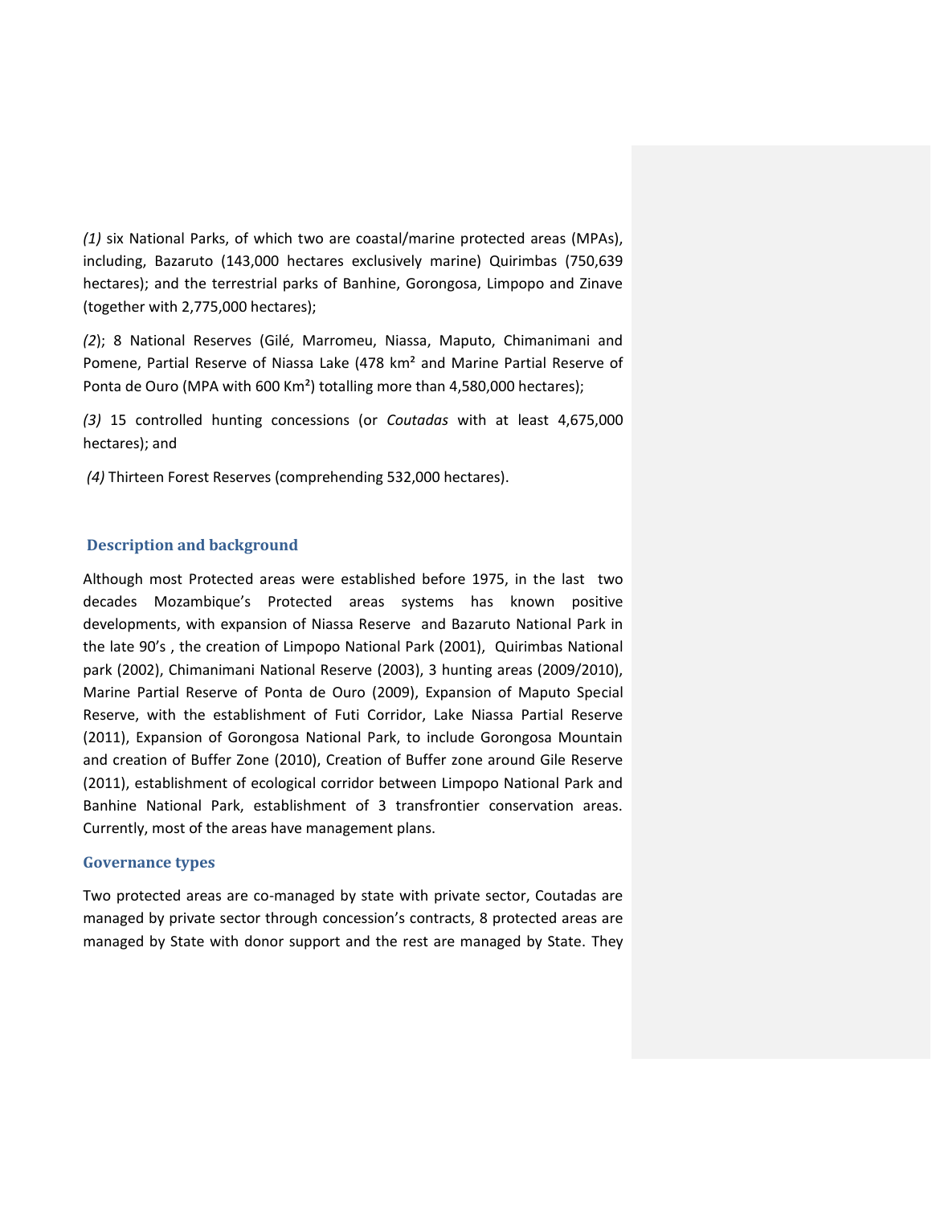*(1)* six National Parks, of which two are coastal/marine protected areas (MPAs), including, Bazaruto (143,000 hectares exclusively marine) Quirimbas (750,639 hectares); and the terrestrial parks of Banhine, Gorongosa, Limpopo and Zinave (together with 2,775,000 hectares);

*(2*); 8 National Reserves (Gilé, Marromeu, Niassa, Maputo, Chimanimani and Pomene, Partial Reserve of Niassa Lake (478 km² and Marine Partial Reserve of Ponta de Ouro (MPA with 600 Km²) totalling more than 4,580,000 hectares);

*(3)* 15 controlled hunting concessions (or *Coutadas* with at least 4,675,000 hectares); and

*(4)* Thirteen Forest Reserves (comprehending 532,000 hectares).

## Description and background

Although most Protected areas were established before 1975, in the last two decades Mozambique's Protected areas systems has known positive developments, with expansion of Niassa Reserve and Bazaruto National Park in the late 90's , the creation of Limpopo National Park (2001), Quirimbas National park (2002), Chimanimani National Reserve (2003), 3 hunting areas (2009/2010), Marine Partial Reserve of Ponta de Ouro (2009), Expansion of Maputo Special Reserve, with the establishment of Futi Corridor, Lake Niassa Partial Reserve (2011), Expansion of Gorongosa National Park, to include Gorongosa Mountain and creation of Buffer Zone (2010), Creation of Buffer zone around Gile Reserve (2011), establishment of ecological corridor between Limpopo National Park and Banhine National Park, establishment of 3 transfrontier conservation areas. Currently, most of the areas have management plans.

## Governance types

Two protected areas are co-managed by state with private sector, Coutadas are managed by private sector through concession's contracts, 8 protected areas are managed by State with donor support and the rest are managed by State. They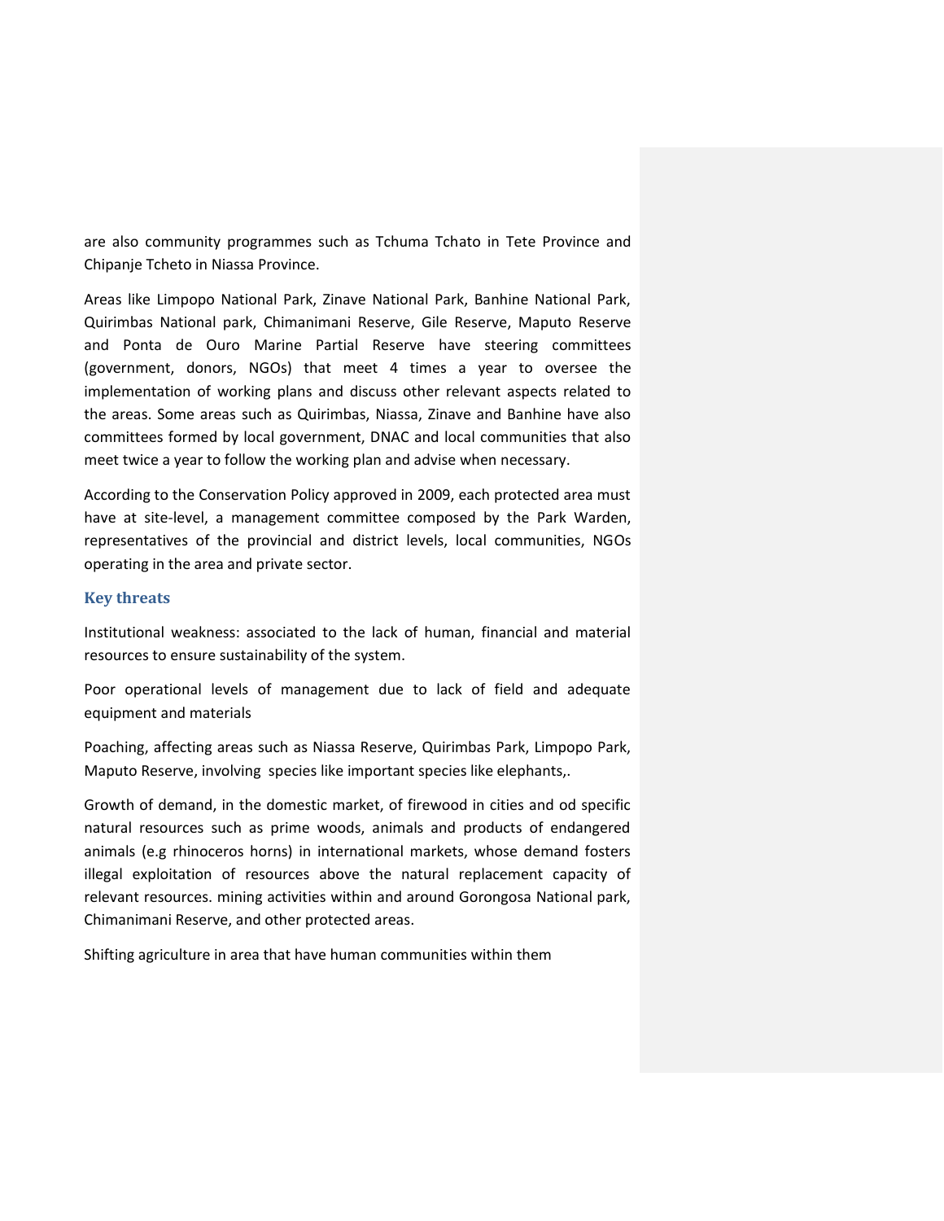are also community programmes such as Tchuma Tchato in Tete Province and Chipanje Tcheto in Niassa Province.

Areas like Limpopo National Park, Zinave National Park, Banhine National Park, Quirimbas National park, Chimanimani Reserve, Gile Reserve, Maputo Reserve and Ponta de Ouro Marine Partial Reserve have steering committees (government, donors, NGOs) that meet 4 times a year to oversee the implementation of working plans and discuss other relevant aspects related to the areas. Some areas such as Quirimbas, Niassa, Zinave and Banhine have also committees formed by local government, DNAC and local communities that also meet twice a year to follow the working plan and advise when necessary.

According to the Conservation Policy approved in 2009, each protected area must have at site-level, a management committee composed by the Park Warden, representatives of the provincial and district levels, local communities, NGOs operating in the area and private sector.

### Key threats

Institutional weakness: associated to the lack of human, financial and material resources to ensure sustainability of the system.

Poor operational levels of management due to lack of field and adequate equipment and materials

Poaching, affecting areas such as Niassa Reserve, Quirimbas Park, Limpopo Park, Maputo Reserve, involving species like important species like elephants,.

Growth of demand, in the domestic market, of firewood in cities and od specific natural resources such as prime woods, animals and products of endangered animals (e.g rhinoceros horns) in international markets, whose demand fosters illegal exploitation of resources above the natural replacement capacity of relevant resources. mining activities within and around Gorongosa National park, Chimanimani Reserve, and other protected areas.

Shifting agriculture in area that have human communities within them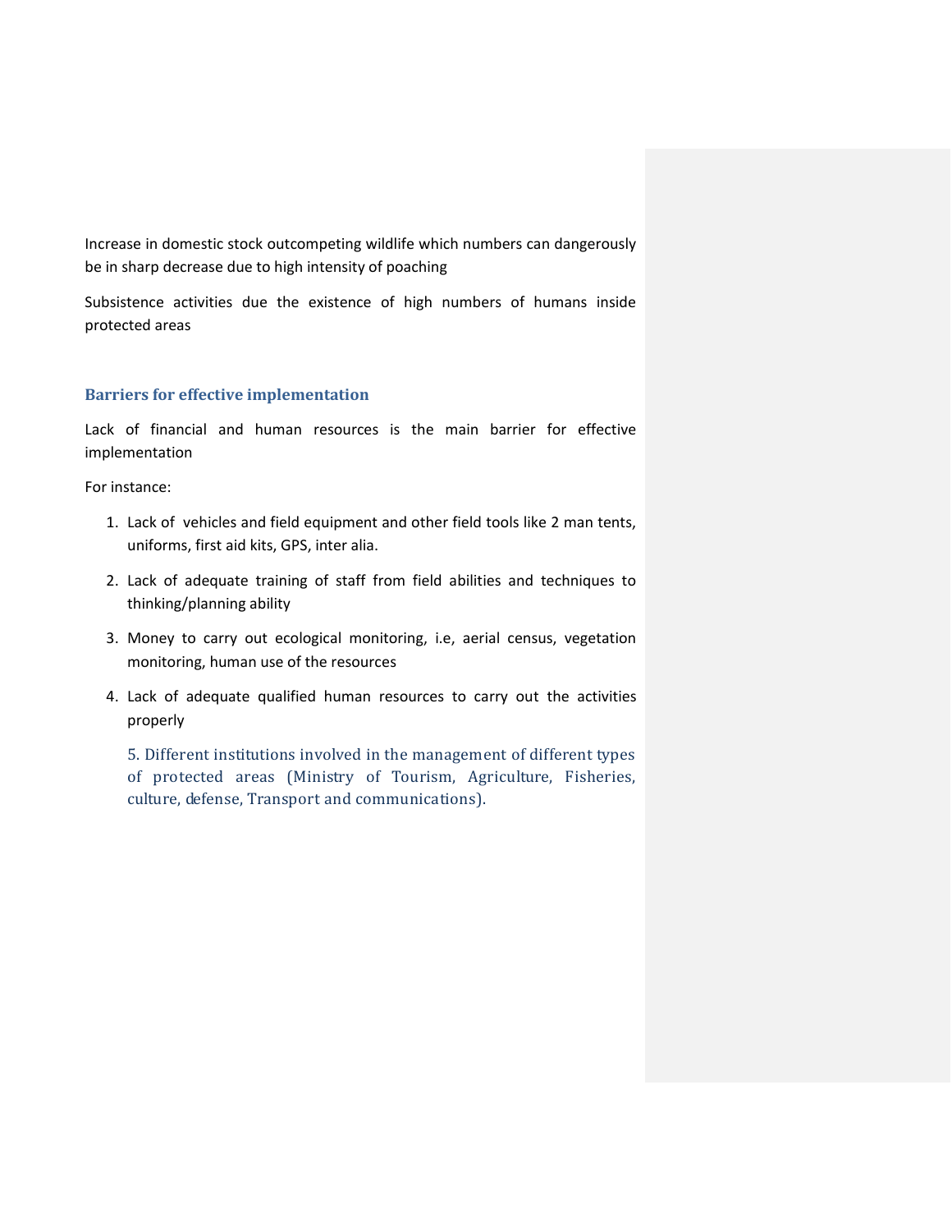Increase in domestic stock outcompeting wildlife which numbers can dangerously be in sharp decrease due to high intensity of poaching

Subsistence activities due the existence of high numbers of humans inside protected areas

### Barriers for effective implementation

Lack of financial and human resources is the main barrier for effective implementation

For instance:

1. Lack of vehicles and field equipment and other field tools like 2 man tents, uniforms, first aid kits, GPS, inter alia.
2. Lack of adequate training of staff from field abilities and techniques to thinking/planning ability
3. Money to carry out ecological monitoring, i.e, aerial census, vegetation monitoring, human use of the resources
4. Lack of adequate qualified human resources to carry out the activities properly
5. Different institutions involved in the management of different types of protected areas (Ministry of Tourism, Agriculture, Fisheries, culture, defense, Transport and communications).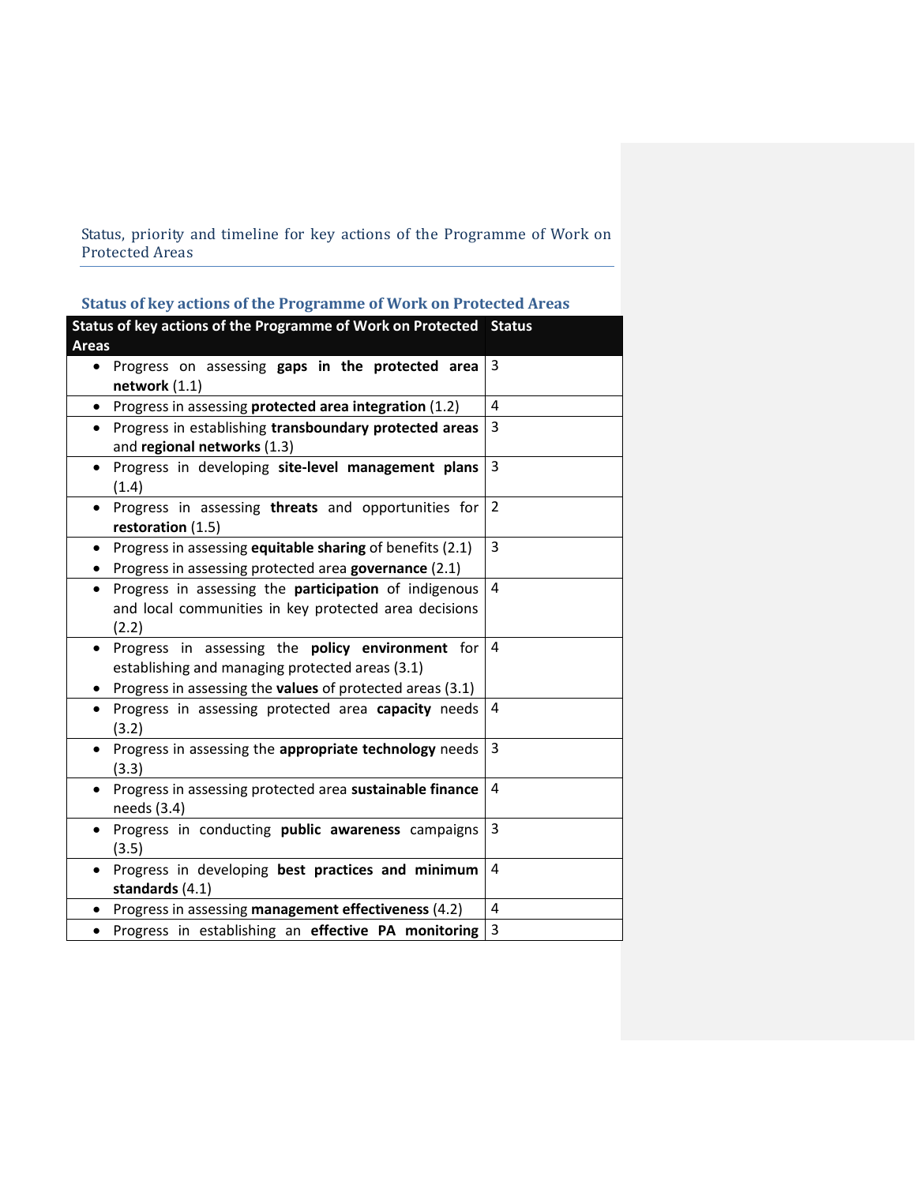## Status, priority and timeline for key actions of the Programme of Work on Protected Areas

### Status of key actions of the Programme of Work on Protected Areas

| Status of key actions of the Programme of Work on Protected Areas | Status |
|---|---|
| • Progress on assessing **gaps in the protected area network** (1.1) | 3 |
| • Progress in assessing **protected area integration** (1.2) | 4 |
| • Progress in establishing **transboundary protected areas** and **regional networks** (1.3) | 3 |
| • Progress in developing **site-level management plans** (1.4) | 3 |
| • Progress in assessing **threats** and opportunities for **restoration** (1.5) | 2 |
| • Progress in assessing **equitable sharing** of benefits (2.1)<br>• Progress in assessing protected area **governance** (2.1) | 3 |
| • Progress in assessing the **participation** of indigenous and local communities in key protected area decisions (2.2) | 4 |
| • Progress in assessing the **policy environment** for establishing and managing protected areas (3.1)<br>• Progress in assessing the **values** of protected areas (3.1) | 4 |
| • Progress in assessing protected area **capacity** needs (3.2) | 4 |
| • Progress in assessing the **appropriate technology** needs (3.3) | 3 |
| • Progress in assessing protected area **sustainable finance** needs (3.4) | 4 |
| • Progress in conducting **public awareness** campaigns (3.5) | 3 |
| • Progress in developing **best practices and minimum standards** (4.1) | 4 |
| • Progress in assessing **management effectiveness** (4.2) | 4 |
| • Progress in establishing an **effective PA monitoring** | 3 |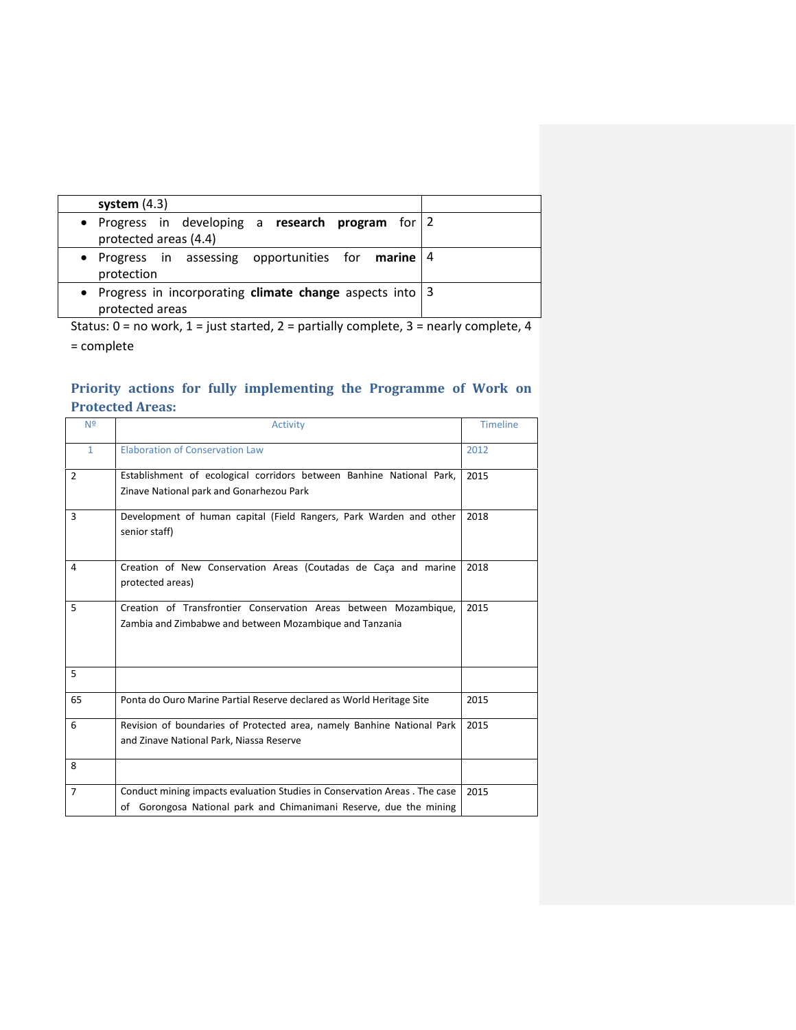| | |
|---|---|
| **system** (4.3) | |
| • Progress in developing a **research program** for protected areas (4.4) | 2 |
| • Progress in assessing opportunities for **marine** protection | 4 |
| • Progress in incorporating **climate change** aspects into protected areas | 3 |

Status: 0 = no work, 1 = just started, 2 = partially complete, 3 = nearly complete, 4 = complete

## Priority actions for fully implementing the Programme of Work on Protected Areas:

| Nº | Activity | Timeline |
|---|---|---|
| 1 | Elaboration of Conservation Law | 2012 |
| 2 | Establishment of ecological corridors between Banhine National Park, Zinave National park and Gonarhezou Park | 2015 |
| 3 | Development of human capital (Field Rangers, Park Warden and other senior staff) | 2018 |
| 4 | Creation of New Conservation Areas (Coutadas de Caça and marine protected areas) | 2018 |
| 5 | Creation of Transfrontier Conservation Areas between Mozambique, Zambia and Zimbabwe and between Mozambique and Tanzania | 2015 |
| 5 | | |
| 65 | Ponta do Ouro Marine Partial Reserve declared as World Heritage Site | 2015 |
| 6 | Revision of boundaries of Protected area, namely Banhine National Park and Zinave National Park, Niassa Reserve | 2015 |
| 8 | | |
| 7 | Conduct mining impacts evaluation Studies in Conservation Areas . The case of Gorongosa National park and Chimanimani Reserve, due the mining | 2015 |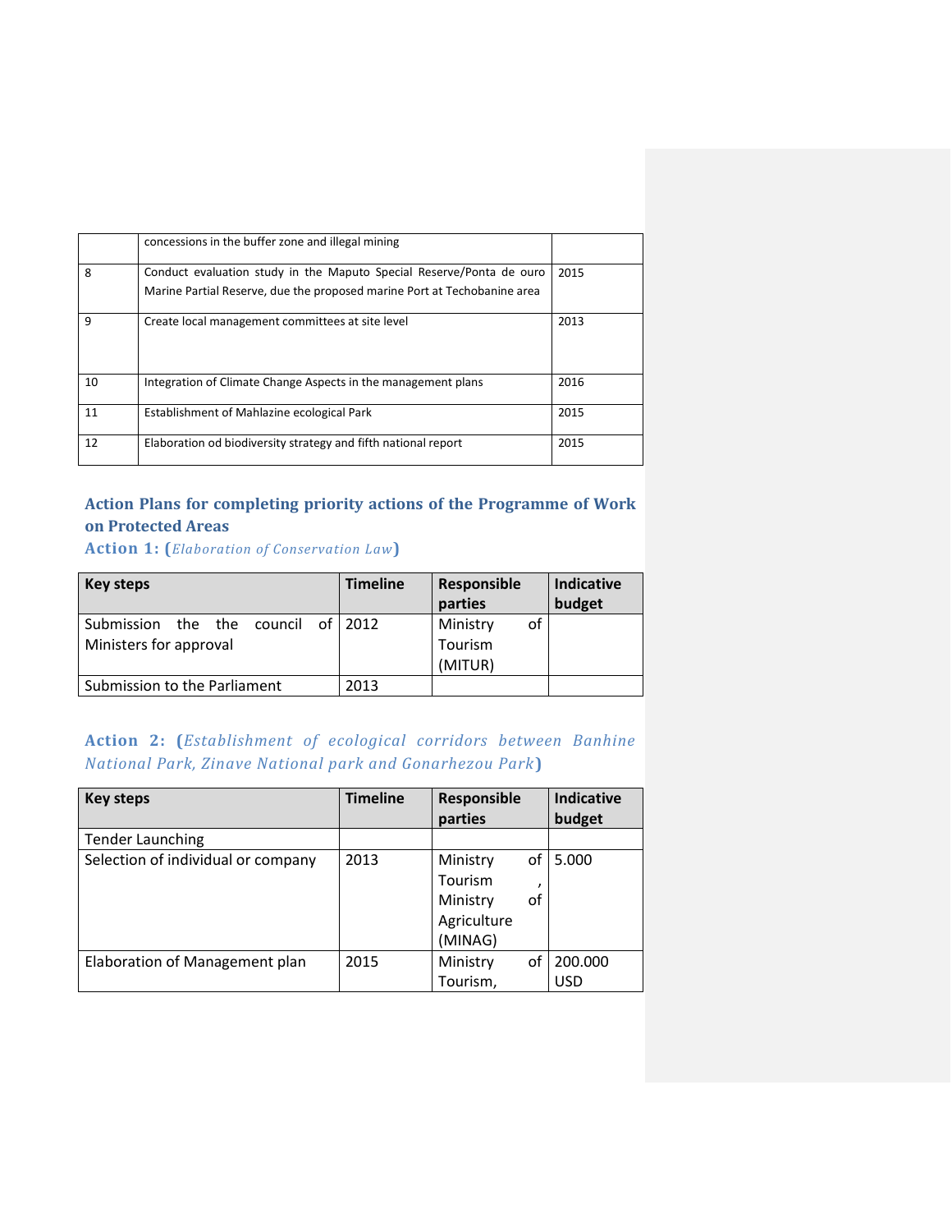|  | concessions in the buffer zone and illegal mining |  |
| --- | --- | --- |
| 8 | Conduct evaluation study in the Maputo Special Reserve/Ponta de ouro Marine Partial Reserve, due the proposed marine Port at Techobanine area | 2015 |
| 9 | Create local management committees at site level | 2013 |
| 10 | Integration of Climate Change Aspects in the management plans | 2016 |
| 11 | Establishment of Mahlazine ecological Park | 2015 |
| 12 | Elaboration od biodiversity strategy and fifth national report | 2015 |

## Action Plans for completing priority actions of the Programme of Work on Protected Areas

### Action 1: (*Elaboration of Conservation Law*)

| Key steps | Timeline | Responsible parties | Indicative budget |
| --- | --- | --- | --- |
| Submission the the council of Ministers for approval | 2012 | Ministry of Tourism (MITUR) |  |
| Submission to the Parliament | 2013 |  |  |

### Action 2: (*Establishment of ecological corridors between Banhine National Park, Zinave National park and Gonarhezou Park*)

| Key steps | Timeline | Responsible parties | Indicative budget |
| --- | --- | --- | --- |
| Tender Launching |  |  |  |
| Selection of individual or company | 2013 | Ministry of Tourism , Ministry of Agriculture (MINAG) | 5.000 |
| Elaboration of Management plan | 2015 | Ministry of Tourism, | 200.000 USD |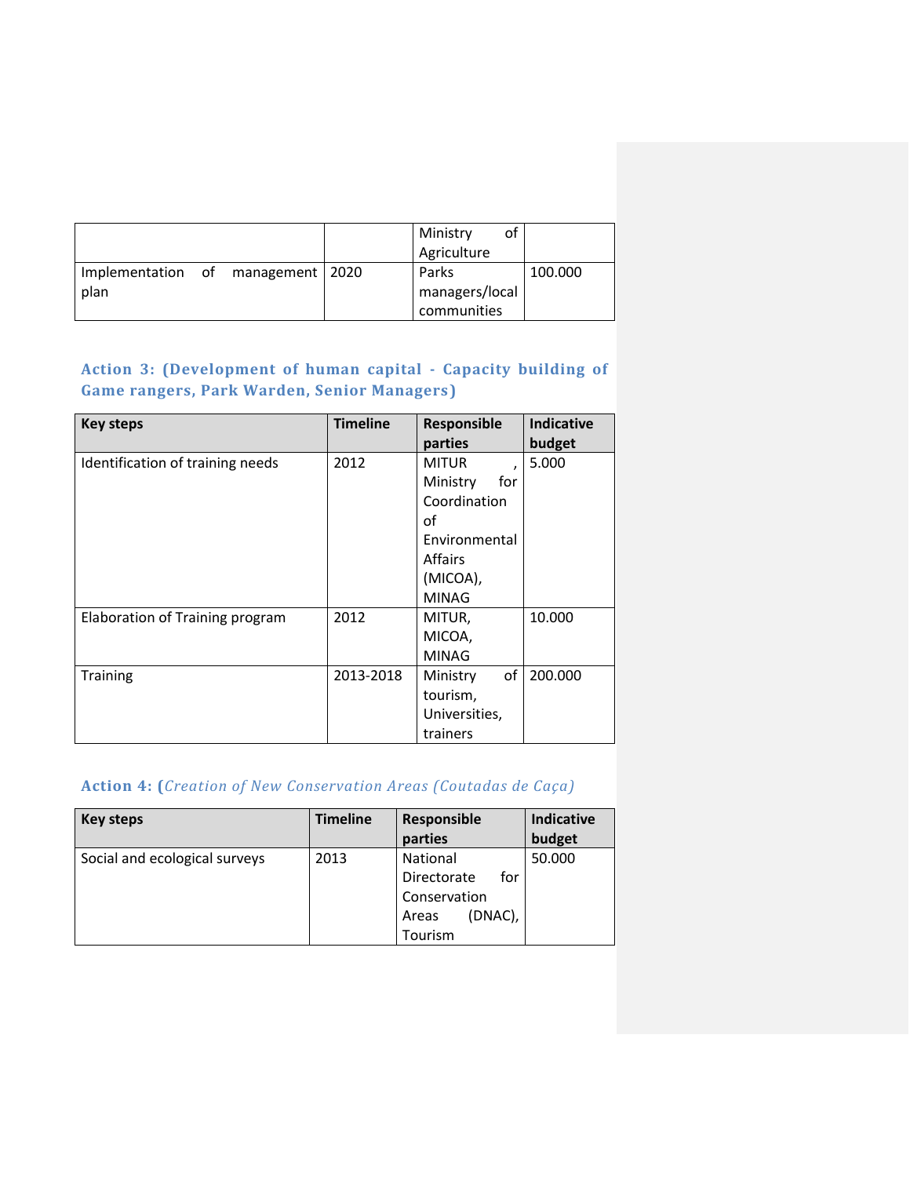| | | Ministry of Agriculture | |
|---|---|---|---|
| Implementation of management plan | 2020 | Parks managers/local communities | 100.000 |

### Action 3: (Development of human capital - Capacity building of Game rangers, Park Warden, Senior Managers)

| Key steps | Timeline | Responsible parties | Indicative budget |
|---|---|---|---|
| Identification of training needs | 2012 | MITUR , Ministry for Coordination of Environmental Affairs (MICOA), MINAG | 5.000 |
| Elaboration of Training program | 2012 | MITUR, MICOA, MINAG | 10.000 |
| Training | 2013-2018 | Ministry of tourism, Universities, trainers | 200.000 |

### Action 4: (*Creation of New Conservation Areas (Coutadas de Caça)*

| Key steps | Timeline | Responsible parties | Indicative budget |
|---|---|---|---|
| Social and ecological surveys | 2013 | National Directorate for Conservation Areas (DNAC), Tourism | 50.000 |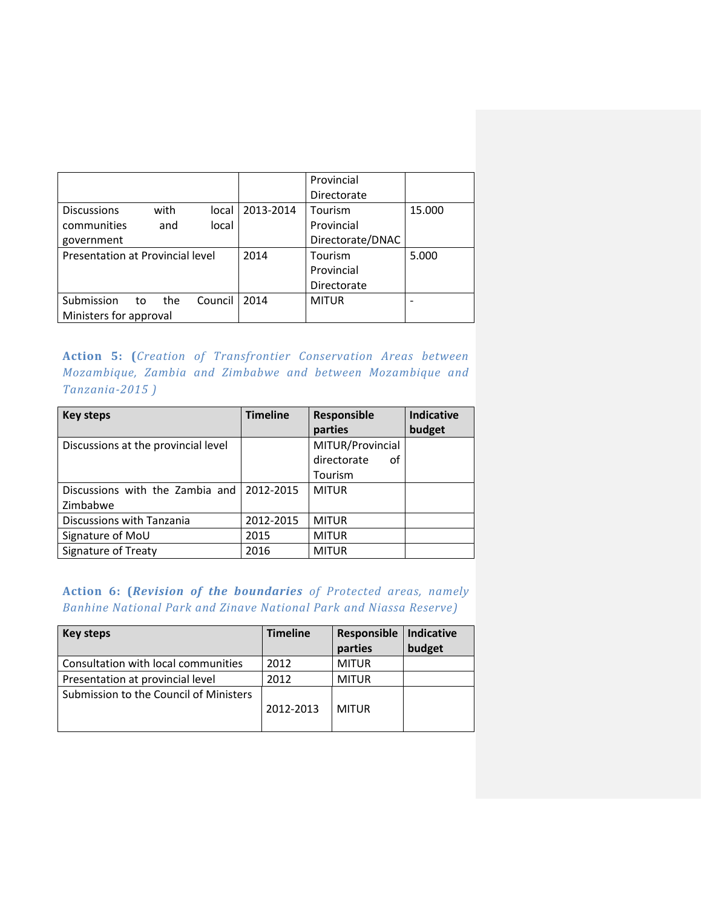| | | Provincial Directorate | |
|---|---|---|---|
| Discussions with local communities and local government | 2013-2014 | Tourism Provincial Directorate/DNAC | 15.000 |
| Presentation at Provincial level | 2014 | Tourism Provincial Directorate | 5.000 |
| Submission to the Council Ministers for approval | 2014 | MITUR | - |

**Action 5: (*Creation of Transfrontier Conservation Areas between Mozambique, Zambia and Zimbabwe and between Mozambique and Tanzania-2015 )***

| Key steps | Timeline | Responsible parties | Indicative budget |
|---|---|---|---|
| Discussions at the provincial level | | MITUR/Provincial directorate of Tourism | |
| Discussions with the Zambia and Zimbabwe | 2012-2015 | MITUR | |
| Discussions with Tanzania | 2012-2015 | MITUR | |
| Signature of MoU | 2015 | MITUR | |
| Signature of Treaty | 2016 | MITUR | |

**Action 6: (*Revision of the boundaries* *of Protected areas, namely Banhine National Park and Zinave National Park and Niassa Reserve)***

| Key steps | Timeline | Responsible parties | Indicative budget |
|---|---|---|---|
| Consultation with local communities | 2012 | MITUR | |
| Presentation at provincial level | 2012 | MITUR | |
| Submission to the Council of Ministers | 2012-2013 | MITUR | |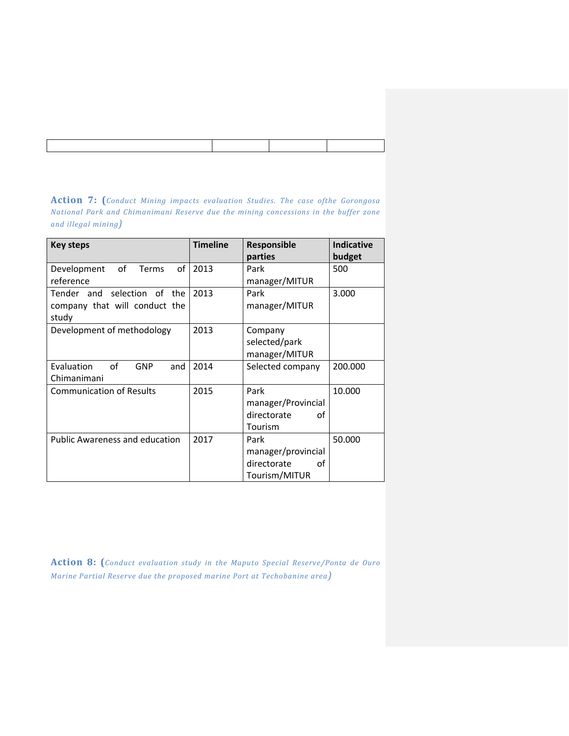Action 7: (*Conduct Mining impacts evaluation Studies. The case ofthe Gorongosa National Park and Chimanimani Reserve due the mining concessions in the buffer zone and illegal mining*)

| Key steps | Timeline | Responsible parties | Indicative budget |
|---|---|---|---|
| Development of Terms of reference | 2013 | Park manager/MITUR | 500 |
| Tender and selection of the company that will conduct the study | 2013 | Park manager/MITUR | 3.000 |
| Development of methodology | 2013 | Company selected/park manager/MITUR | |
| Evaluation of GNP and Chimanimani | 2014 | Selected company | 200.000 |
| Communication of Results | 2015 | Park manager/Provincial directorate of Tourism | 10.000 |
| Public Awareness and education | 2017 | Park manager/provincial directorate of Tourism/MITUR | 50.000 |

Action 8: (*Conduct evaluation study in the Maputo Special Reserve/Ponta de Ouro Marine Partial Reserve due the proposed marine Port at Techobanine area*)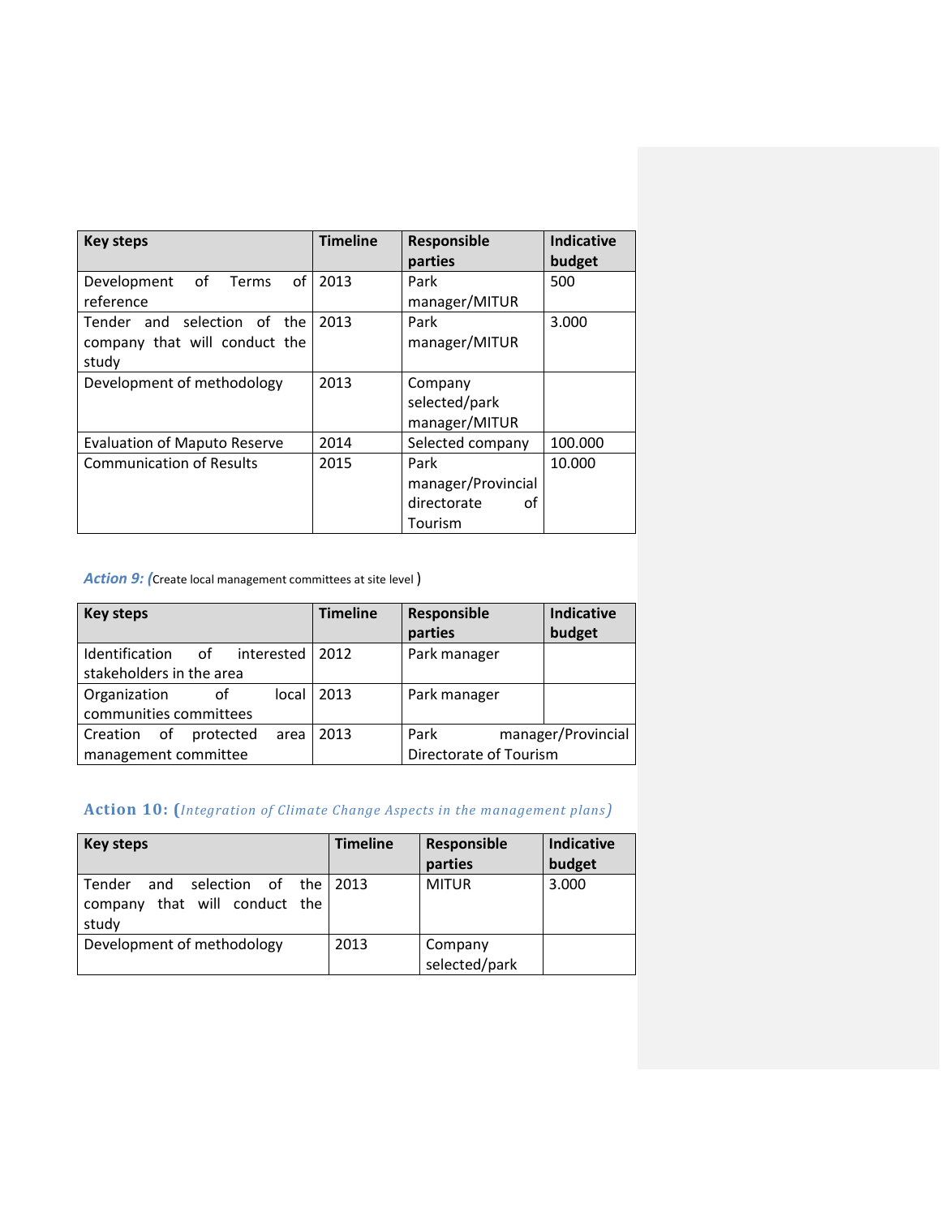| Key steps | Timeline | Responsible parties | Indicative budget |
|---|---|---|---|
| Development of Terms of reference | 2013 | Park manager/MITUR | 500 |
| Tender and selection of the company that will conduct the study | 2013 | Park manager/MITUR | 3.000 |
| Development of methodology | 2013 | Company selected/park manager/MITUR | |
| Evaluation of Maputo Reserve | 2014 | Selected company | 100.000 |
| Communication of Results | 2015 | Park manager/Provincial directorate of Tourism | 10.000 |

***Action 9:*** *(*Create local management committees at site level )

| Key steps | Timeline | Responsible parties | Indicative budget |
|---|---|---|---|
| Identification of interested stakeholders in the area | 2012 | Park manager | |
| Organization of local communities committees | 2013 | Park manager | |
| Creation of protected area management committee | 2013 | Park manager/Provincial Directorate of Tourism | |

**Action 10:** *(Integration of Climate Change Aspects in the management plans)*

| Key steps | Timeline | Responsible parties | Indicative budget |
|---|---|---|---|
| Tender and selection of the company that will conduct the study | 2013 | MITUR | 3.000 |
| Development of methodology | 2013 | Company selected/park | |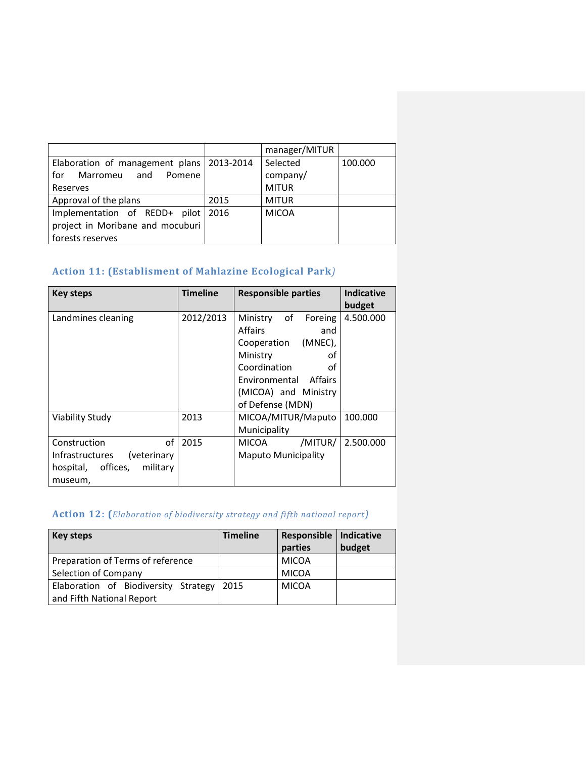| | | | |
|---|---|---|---|
| | | manager/MITUR | |
| Elaboration of management plans for Marromeu and Pomene Reserves | 2013-2014 | Selected company/ MITUR | 100.000 |
| Approval of the plans | 2015 | MITUR | |
| Implementation of REDD+ pilot project in Moribane and mocuburi forests reserves | 2016 | MICOA | |

### Action 11: (Establisment of Mahlazine Ecological Park*)*

| Key steps | Timeline | Responsible parties | Indicative budget |
|---|---|---|---|
| Landmines cleaning | 2012/2013 | Ministry of Foreing Affairs and Cooperation (MNEC), Ministry of Coordination of Environmental Affairs (MICOA) and Ministry of Defense (MDN) | 4.500.000 |
| Viability Study | 2013 | MICOA/MITUR/Maputo Municipality | 100.000 |
| Construction of Infrastructures (veterinary hospital, offices, military museum, | 2015 | MICOA /MITUR/ Maputo Municipality | 2.500.000 |

### Action 12: (*Elaboration of biodiversity strategy and fifth national report*)

| Key steps | Timeline | Responsible parties | Indicative budget |
|---|---|---|---|
| Preparation of Terms of reference | | MICOA | |
| Selection of Company | | MICOA | |
| Elaboration of Biodiversity Strategy and Fifth National Report | 2015 | MICOA | |